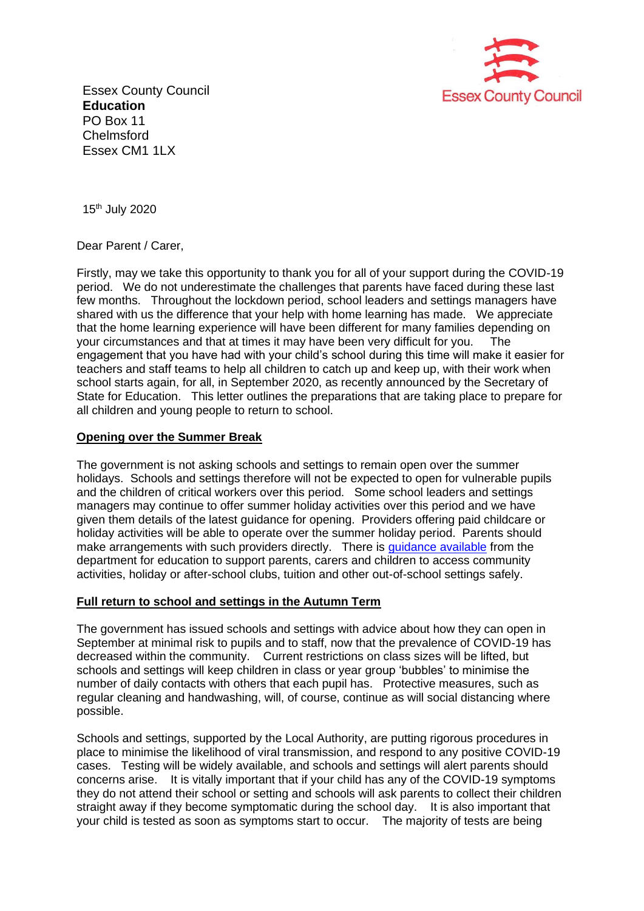Essex County Council
**Education**
PO Box 11
Chelmsford
Essex CM1 1LX

Essex County Council

15th July 2020

Dear Parent / Carer,

Firstly, may we take this opportunity to thank you for all of your support during the COVID-19 period. We do not underestimate the challenges that parents have faced during these last few months. Throughout the lockdown period, school leaders and settings managers have shared with us the difference that your help with home learning has made. We appreciate that the home learning experience will have been different for many families depending on your circumstances and that at times it may have been very difficult for you. The engagement that you have had with your child's school during this time will make it easier for teachers and staff teams to help all children to catch up and keep up, with their work when school starts again, for all, in September 2020, as recently announced by the Secretary of State for Education. This letter outlines the preparations that are taking place to prepare for all children and young people to return to school.

## Opening over the Summer Break

The government is not asking schools and settings to remain open over the summer holidays. Schools and settings therefore will not be expected to open for vulnerable pupils and the children of critical workers over this period. Some school leaders and settings managers may continue to offer summer holiday activities over this period and we have given them details of the latest guidance for opening. Providers offering paid childcare or holiday activities will be able to operate over the summer holiday period. Parents should make arrangements with such providers directly. There is guidance available from the department for education to support parents, carers and children to access community activities, holiday or after-school clubs, tuition and other out-of-school settings safely.

## Full return to school and settings in the Autumn Term

The government has issued schools and settings with advice about how they can open in September at minimal risk to pupils and to staff, now that the prevalence of COVID-19 has decreased within the community. Current restrictions on class sizes will be lifted, but schools and settings will keep children in class or year group 'bubbles' to minimise the number of daily contacts with others that each pupil has. Protective measures, such as regular cleaning and handwashing, will, of course, continue as will social distancing where possible.

Schools and settings, supported by the Local Authority, are putting rigorous procedures in place to minimise the likelihood of viral transmission, and respond to any positive COVID-19 cases. Testing will be widely available, and schools and settings will alert parents should concerns arise. It is vitally important that if your child has any of the COVID-19 symptoms they do not attend their school or setting and schools will ask parents to collect their children straight away if they become symptomatic during the school day. It is also important that your child is tested as soon as symptoms start to occur. The majority of tests are being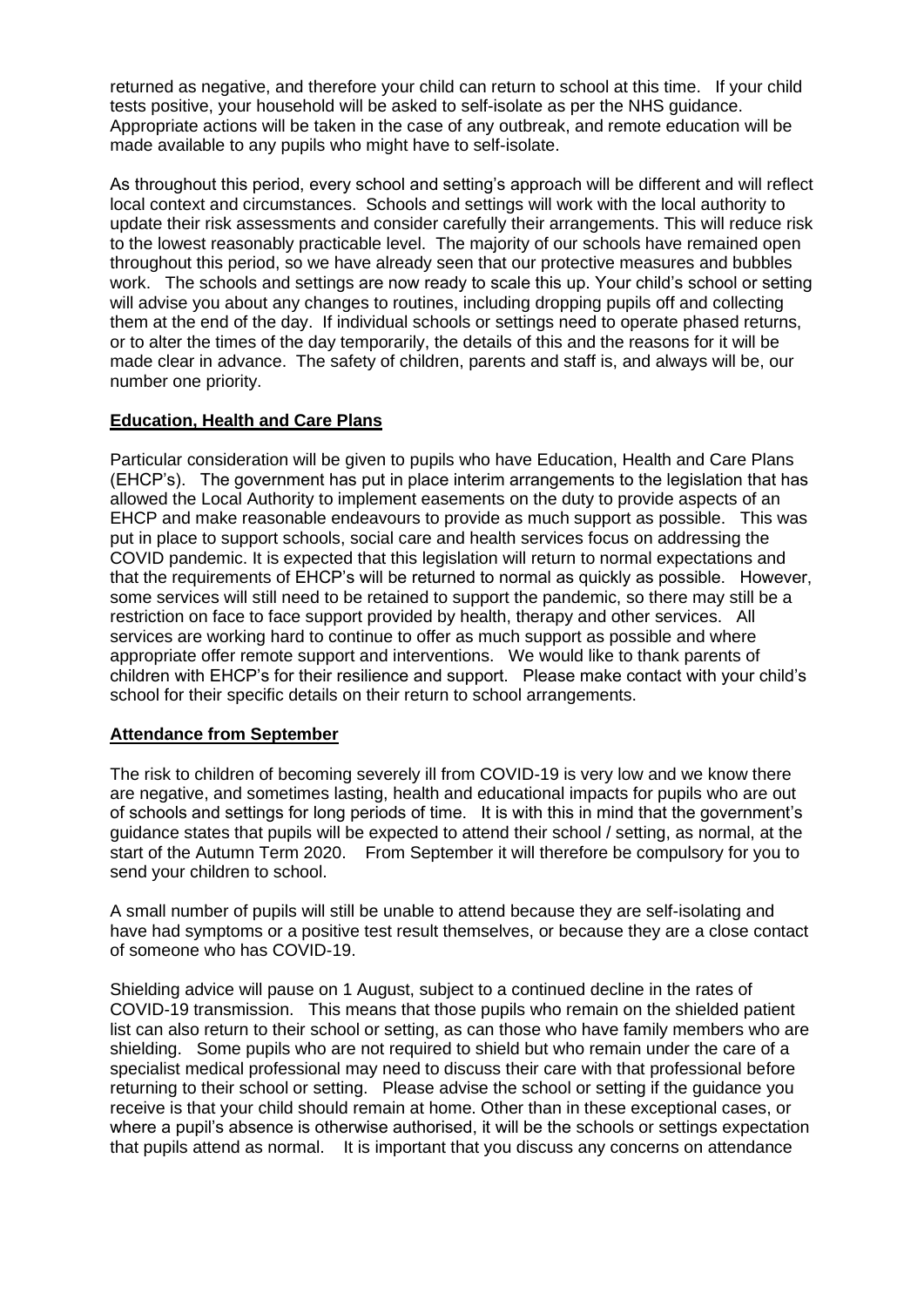returned as negative, and therefore your child can return to school at this time. If your child tests positive, your household will be asked to self-isolate as per the NHS guidance. Appropriate actions will be taken in the case of any outbreak, and remote education will be made available to any pupils who might have to self-isolate.

As throughout this period, every school and setting's approach will be different and will reflect local context and circumstances. Schools and settings will work with the local authority to update their risk assessments and consider carefully their arrangements. This will reduce risk to the lowest reasonably practicable level. The majority of our schools have remained open throughout this period, so we have already seen that our protective measures and bubbles work. The schools and settings are now ready to scale this up. Your child's school or setting will advise you about any changes to routines, including dropping pupils off and collecting them at the end of the day. If individual schools or settings need to operate phased returns, or to alter the times of the day temporarily, the details of this and the reasons for it will be made clear in advance. The safety of children, parents and staff is, and always will be, our number one priority.

## Education, Health and Care Plans

Particular consideration will be given to pupils who have Education, Health and Care Plans (EHCP's). The government has put in place interim arrangements to the legislation that has allowed the Local Authority to implement easements on the duty to provide aspects of an EHCP and make reasonable endeavours to provide as much support as possible. This was put in place to support schools, social care and health services focus on addressing the COVID pandemic. It is expected that this legislation will return to normal expectations and that the requirements of EHCP's will be returned to normal as quickly as possible. However, some services will still need to be retained to support the pandemic, so there may still be a restriction on face to face support provided by health, therapy and other services. All services are working hard to continue to offer as much support as possible and where appropriate offer remote support and interventions. We would like to thank parents of children with EHCP's for their resilience and support. Please make contact with your child's school for their specific details on their return to school arrangements.

## Attendance from September

The risk to children of becoming severely ill from COVID-19 is very low and we know there are negative, and sometimes lasting, health and educational impacts for pupils who are out of schools and settings for long periods of time. It is with this in mind that the government's guidance states that pupils will be expected to attend their school / setting, as normal, at the start of the Autumn Term 2020. From September it will therefore be compulsory for you to send your children to school.

A small number of pupils will still be unable to attend because they are self-isolating and have had symptoms or a positive test result themselves, or because they are a close contact of someone who has COVID-19.

Shielding advice will pause on 1 August, subject to a continued decline in the rates of COVID-19 transmission. This means that those pupils who remain on the shielded patient list can also return to their school or setting, as can those who have family members who are shielding. Some pupils who are not required to shield but who remain under the care of a specialist medical professional may need to discuss their care with that professional before returning to their school or setting. Please advise the school or setting if the guidance you receive is that your child should remain at home. Other than in these exceptional cases, or where a pupil's absence is otherwise authorised, it will be the schools or settings expectation that pupils attend as normal. It is important that you discuss any concerns on attendance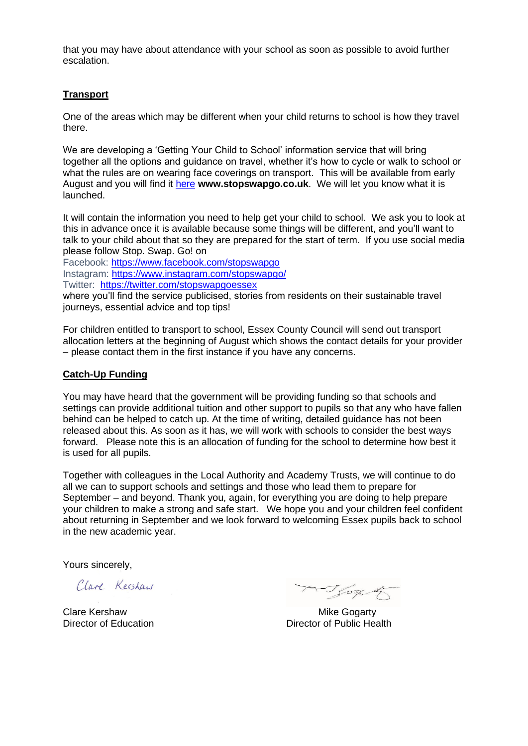that you may have about attendance with your school as soon as possible to avoid further escalation.

**Transport**

One of the areas which may be different when your child returns to school is how they travel there.

We are developing a 'Getting Your Child to School' information service that will bring together all the options and guidance on travel, whether it's how to cycle or walk to school or what the rules are on wearing face coverings on transport. This will be available from early August and you will find it here **www.stopswapgo.co.uk**. We will let you know what it is launched.

It will contain the information you need to help get your child to school. We ask you to look at this in advance once it is available because some things will be different, and you'll want to talk to your child about that so they are prepared for the start of term. If you use social media please follow Stop. Swap. Go! on
Facebook: https://www.facebook.com/stopswapgo
Instagram: https://www.instagram.com/stopswapgo/
Twitter: https://twitter.com/stopswapgoessex
where you'll find the service publicised, stories from residents on their sustainable travel journeys, essential advice and top tips!

For children entitled to transport to school, Essex County Council will send out transport allocation letters at the beginning of August which shows the contact details for your provider – please contact them in the first instance if you have any concerns.

**Catch-Up Funding**

You may have heard that the government will be providing funding so that schools and settings can provide additional tuition and other support to pupils so that any who have fallen behind can be helped to catch up. At the time of writing, detailed guidance has not been released about this. As soon as it has, we will work with schools to consider the best ways forward. Please note this is an allocation of funding for the school to determine how best it is used for all pupils.

Together with colleagues in the Local Authority and Academy Trusts, we will continue to do all we can to support schools and settings and those who lead them to prepare for September – and beyond. Thank you, again, for everything you are doing to help prepare your children to make a strong and safe start. We hope you and your children feel confident about returning in September and we look forward to welcoming Essex pupils back to school in the new academic year.

Yours sincerely,

Clare Kershaw
Director of Education

Mike Gogarty
Director of Public Health